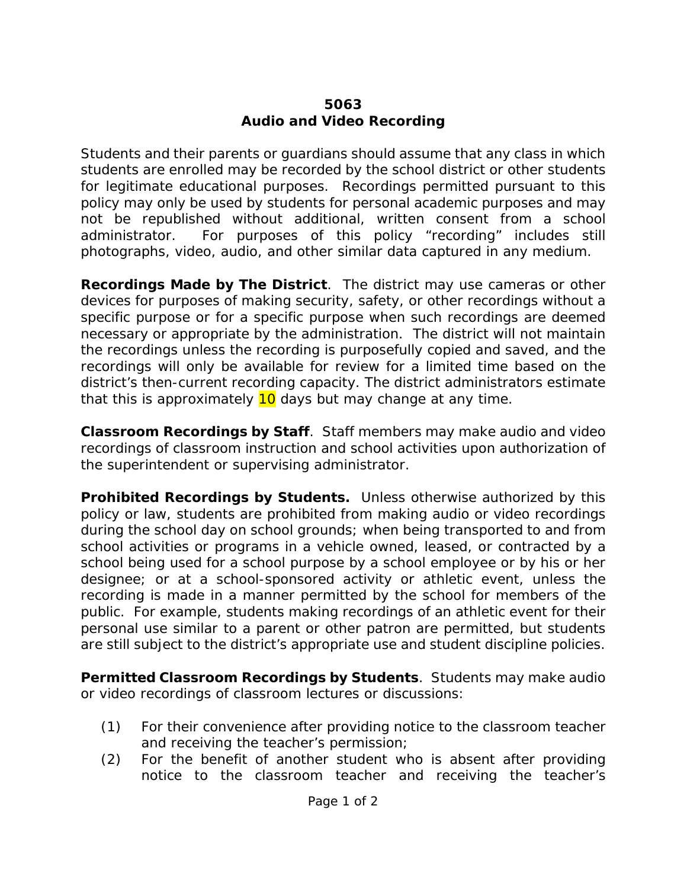# 5063
## Audio and Video Recording

Students and their parents or guardians should assume that any class in which students are enrolled may be recorded by the school district or other students for legitimate educational purposes. Recordings permitted pursuant to this policy may only be used by students for personal academic purposes and may not be republished without additional, written consent from a school administrator. For purposes of this policy "recording" includes still photographs, video, audio, and other similar data captured in any medium.

**Recordings Made by The District**. The district may use cameras or other devices for purposes of making security, safety, or other recordings without a specific purpose or for a specific purpose when such recordings are deemed necessary or appropriate by the administration. The district will not maintain the recordings unless the recording is purposefully copied and saved, and the recordings will only be available for review for a limited time based on the district's then-current recording capacity. The district administrators estimate that this is approximately 10 days but may change at any time.

**Classroom Recordings by Staff**. Staff members may make audio and video recordings of classroom instruction and school activities upon authorization of the superintendent or supervising administrator.

**Prohibited Recordings by Students.** Unless otherwise authorized by this policy or law, students are prohibited from making audio or video recordings during the school day on school grounds; when being transported to and from school activities or programs in a vehicle owned, leased, or contracted by a school being used for a school purpose by a school employee or by his or her designee; or at a school-sponsored activity or athletic event, unless the recording is made in a manner permitted by the school for members of the public. For example, students making recordings of an athletic event for their personal use similar to a parent or other patron are permitted, but students are still subject to the district's appropriate use and student discipline policies.

**Permitted Classroom Recordings by Students**. Students may make audio or video recordings of classroom lectures or discussions:

(1) For their convenience after providing notice to the classroom teacher and receiving the teacher's permission;

(2) For the benefit of another student who is absent after providing notice to the classroom teacher and receiving the teacher's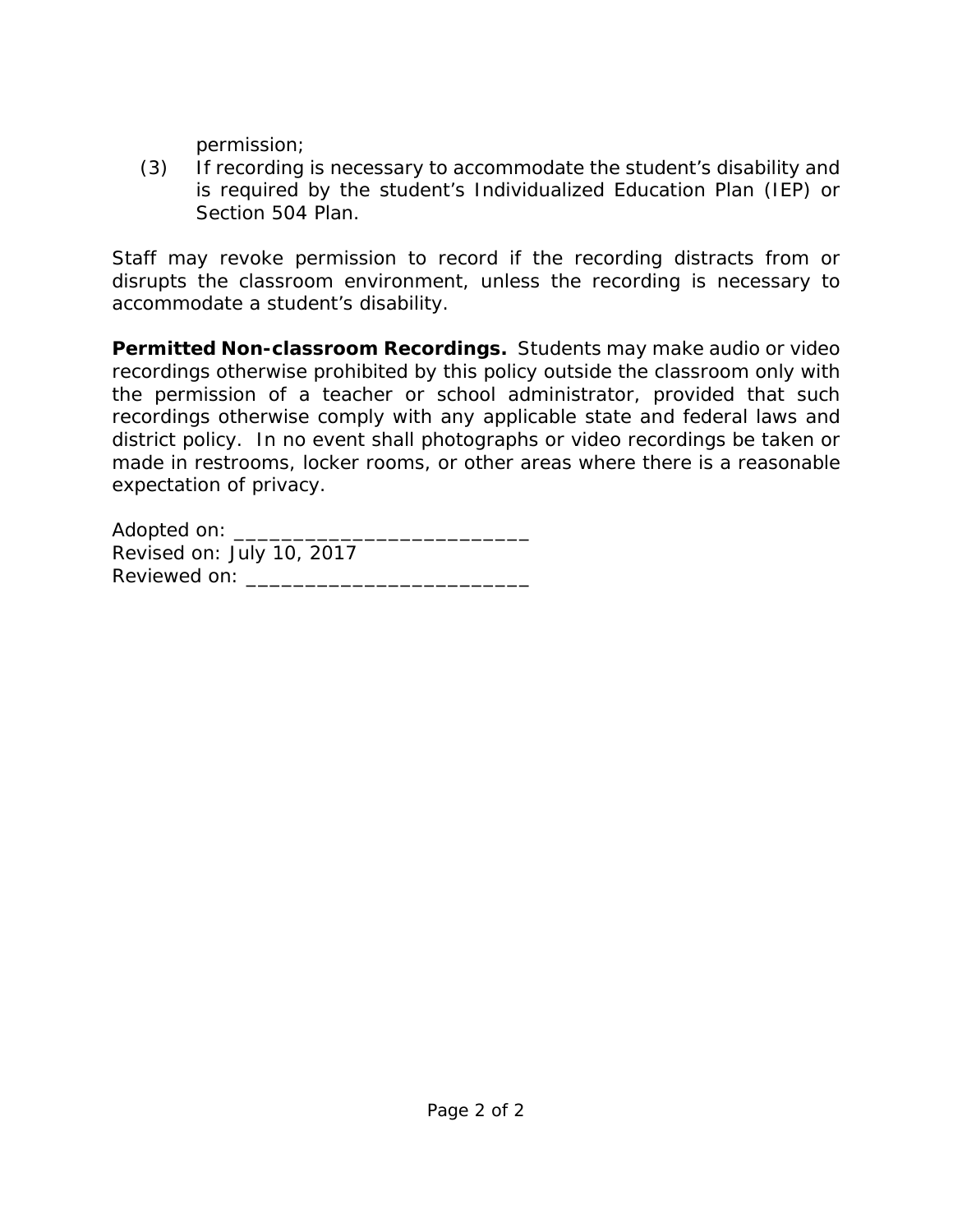permission;

(3) If recording is necessary to accommodate the student's disability and is required by the student's Individualized Education Plan (IEP) or Section 504 Plan.

Staff may revoke permission to record if the recording distracts from or disrupts the classroom environment, unless the recording is necessary to accommodate a student's disability.

**Permitted Non-classroom Recordings.** Students may make audio or video recordings otherwise prohibited by this policy outside the classroom only with the permission of a teacher or school administrator, provided that such recordings otherwise comply with any applicable state and federal laws and district policy. In no event shall photographs or video recordings be taken or made in restrooms, locker rooms, or other areas where there is a reasonable expectation of privacy.

Adopted on: ___________________________
Revised on: July 10, 2017
Reviewed on: _________________________